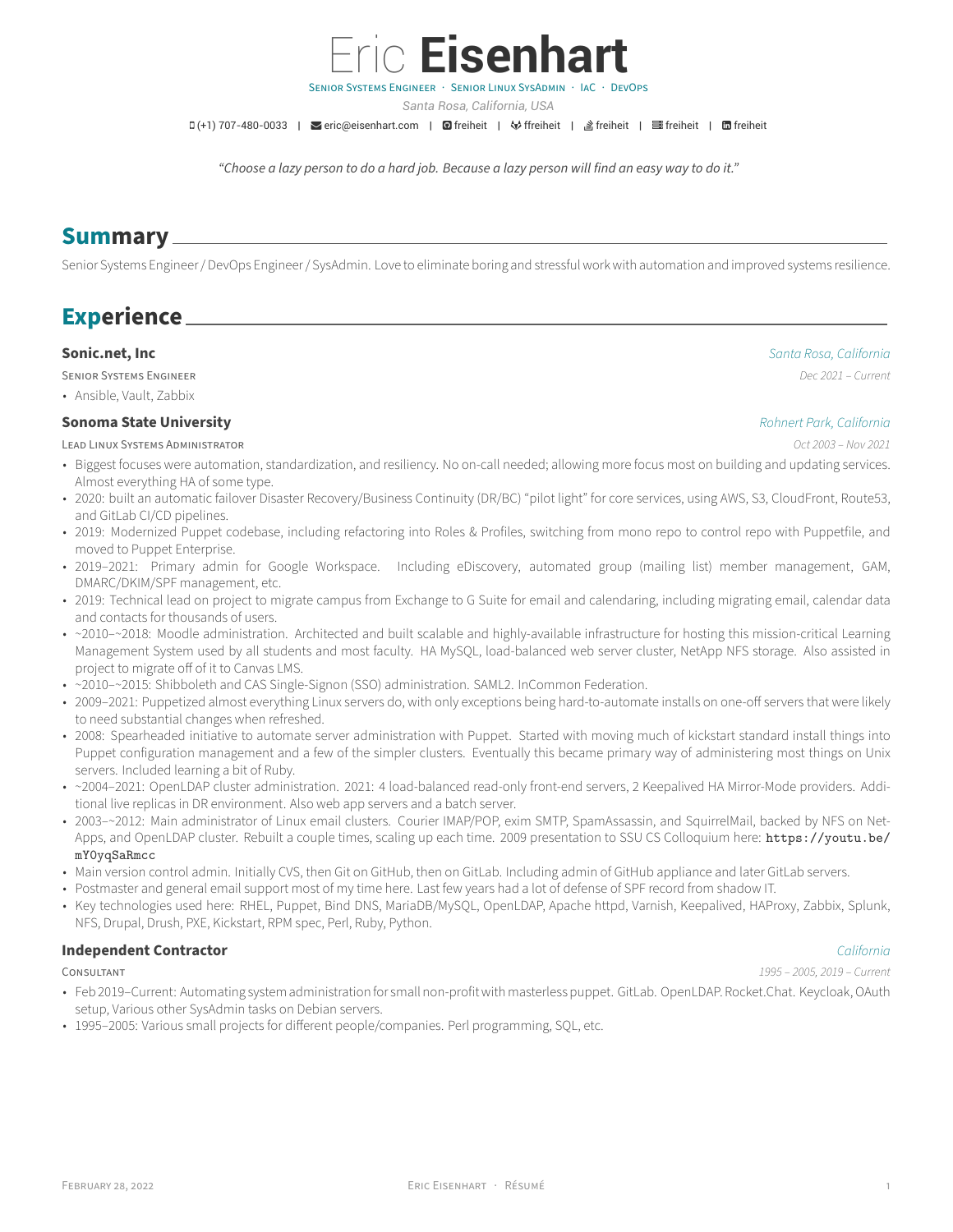# Eric **Eisenhart**

Senior Systems Engineer · Senior Linux SysAdmin · IaC · DevOps

*Santa Rosa, California, USA*

(+1) 707-480-0033 | eric@eisenhart.com | freiheit | ffreiheit | freiheit | freiheit | freiheit

*"Choose a lazy person to do a hard job. Because a lazy person will find an easy way to do it."*

## Summary

Senior Systems Engineer / DevOps Engineer / SysAdmin. Love to eliminate boring and stressful work with automation and improved systems resilience.

## Experience

### Sonic.net, Inc

*Santa Rosa, California*

Senior Systems Engineer — *Dec 2021 – Current*

- Ansible, Vault, Zabbix

### Sonoma State University

*Rohnert Park, California*

Lead Linux Systems Administrator — *Oct 2003 – Nov 2021*

- Biggest focuses were automation, standardization, and resiliency. No on-call needed; allowing more focus most on building and updating services. Almost everything HA of some type.
- 2020: built an automatic failover Disaster Recovery/Business Continuity (DR/BC) "pilot light" for core services, using AWS, S3, CloudFront, Route53, and GitLab CI/CD pipelines.
- 2019: Modernized Puppet codebase, including refactoring into Roles & Profiles, switching from mono repo to control repo with Puppetfile, and moved to Puppet Enterprise.
- 2019–2021: Primary admin for Google Workspace. Including eDiscovery, automated group (mailing list) member management, GAM, DMARC/DKIM/SPF management, etc.
- 2019: Technical lead on project to migrate campus from Exchange to G Suite for email and calendaring, including migrating email, calendar data and contacts for thousands of users.
- ~2010–~2018: Moodle administration. Architected and built scalable and highly-available infrastructure for hosting this mission-critical Learning Management System used by all students and most faculty. HA MySQL, load-balanced web server cluster, NetApp NFS storage. Also assisted in project to migrate off of it to Canvas LMS.
- ~2010–~2015: Shibboleth and CAS Single-Signon (SSO) administration. SAML2. InCommon Federation.
- 2009–2021: Puppetized almost everything Linux servers do, with only exceptions being hard-to-automate installs on one-off servers that were likely to need substantial changes when refreshed.
- 2008: Spearheaded initiative to automate server administration with Puppet. Started with moving much of kickstart standard install things into Puppet configuration management and a few of the simpler clusters. Eventually this became primary way of administering most things on Unix servers. Included learning a bit of Ruby.
- ~2004–2021: OpenLDAP cluster administration. 2021: 4 load-balanced read-only front-end servers, 2 Keepalived HA Mirror-Mode providers. Additional live replicas in DR environment. Also web app servers and a batch server.
- 2003–~2012: Main administrator of Linux email clusters. Courier IMAP/POP, exim SMTP, SpamAssassin, and SquirrelMail, backed by NFS on NetApps, and OpenLDAP cluster. Rebuilt a couple times, scaling up each time. 2009 presentation to SSU CS Colloquium here: `https://youtu.be/mY0yqSaRmcc`
- Main version control admin. Initially CVS, then Git on GitHub, then on GitLab. Including admin of GitHub appliance and later GitLab servers.
- Postmaster and general email support most of my time here. Last few years had a lot of defense of SPF record from shadow IT.
- Key technologies used here: RHEL, Puppet, Bind DNS, MariaDB/MySQL, OpenLDAP, Apache httpd, Varnish, Keepalived, HAProxy, Zabbix, Splunk, NFS, Drupal, Drush, PXE, Kickstart, RPM spec, Perl, Ruby, Python.

### Independent Contractor

*California*

Consultant — *1995 – 2005, 2019 – Current*

- Feb 2019–Current: Automating system administration for small non-profit with masterless puppet. GitLab. OpenLDAP. Rocket.Chat. Keycloak, OAuth setup, Various other SysAdmin tasks on Debian servers.
- 1995–2005: Various small projects for different people/companies. Perl programming, SQL, etc.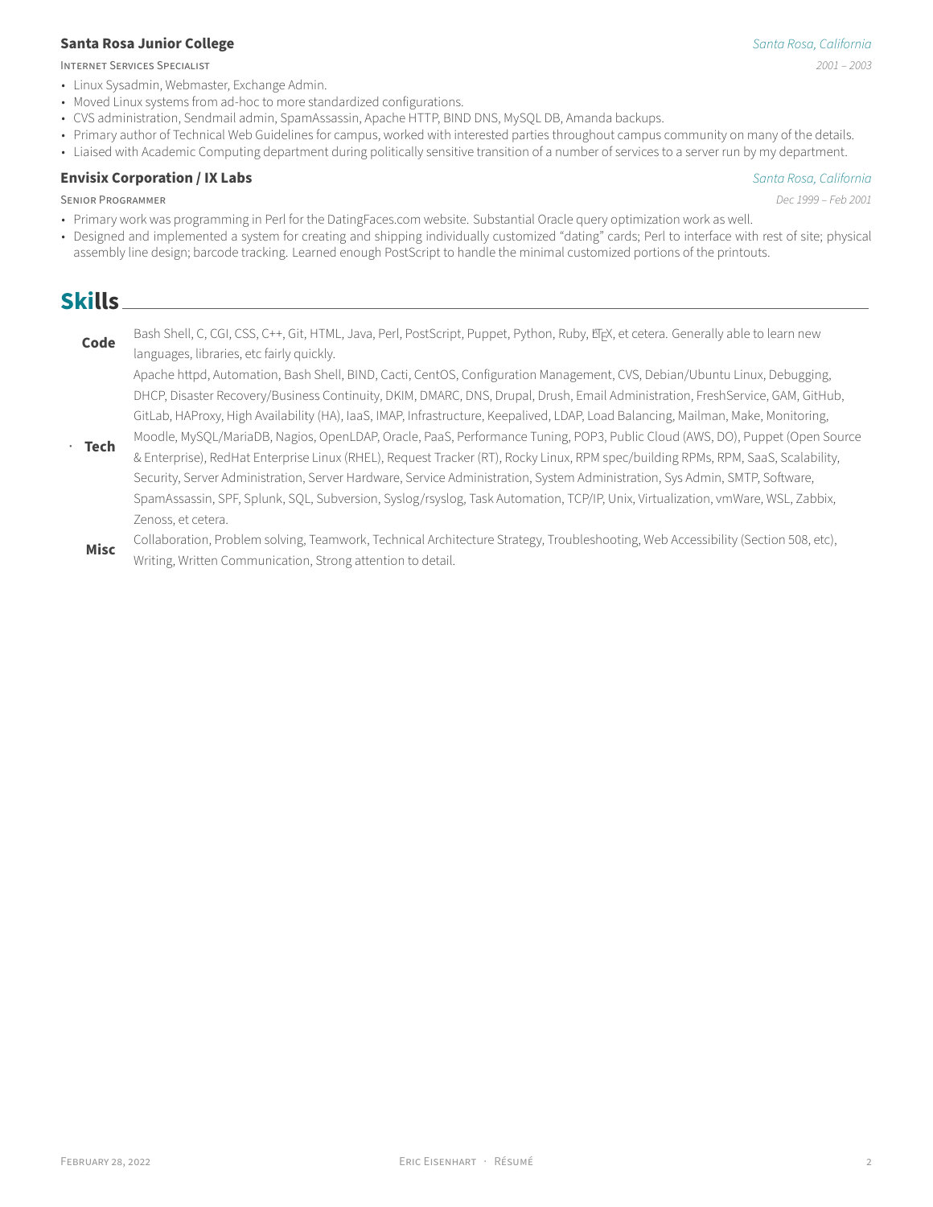### Santa Rosa Junior College
*Santa Rosa, California*

Internet Services Specialist — *2001 – 2003*

- Linux Sysadmin, Webmaster, Exchange Admin.
- Moved Linux systems from ad-hoc to more standardized configurations.
- CVS administration, Sendmail admin, SpamAssassin, Apache HTTP, BIND DNS, MySQL DB, Amanda backups.
- Primary author of Technical Web Guidelines for campus, worked with interested parties throughout campus community on many of the details.
- Liaised with Academic Computing department during politically sensitive transition of a number of services to a server run by my department.

### Envisix Corporation / IX Labs
*Santa Rosa, California*

Senior Programmer — *Dec 1999 – Feb 2001*

- Primary work was programming in Perl for the DatingFaces.com website. Substantial Oracle query optimization work as well.
- Designed and implemented a system for creating and shipping individually customized “dating” cards; Perl to interface with rest of site; physical assembly line design; barcode tracking. Learned enough PostScript to handle the minimal customized portions of the printouts.

## Skills

**Code** Bash Shell, C, CGI, CSS, C++, Git, HTML, Java, Perl, PostScript, Puppet, Python, Ruby, LaTeX, et cetera. Generally able to learn new languages, libraries, etc fairly quickly.

**Tech** Apache httpd, Automation, Bash Shell, BIND, Cacti, CentOS, Configuration Management, CVS, Debian/Ubuntu Linux, Debugging, DHCP, Disaster Recovery/Business Continuity, DKIM, DMARC, DNS, Drupal, Drush, Email Administration, FreshService, GAM, GitHub, GitLab, HAProxy, High Availability (HA), IaaS, IMAP, Infrastructure, Keepalived, LDAP, Load Balancing, Mailman, Make, Monitoring, Moodle, MySQL/MariaDB, Nagios, OpenLDAP, Oracle, PaaS, Performance Tuning, POP3, Public Cloud (AWS, DO), Puppet (Open Source & Enterprise), RedHat Enterprise Linux (RHEL), Request Tracker (RT), Rocky Linux, RPM spec/building RPMs, RPM, SaaS, Scalability, Security, Server Administration, Server Hardware, Service Administration, System Administration, Sys Admin, SMTP, Software, SpamAssassin, SPF, Splunk, SQL, Subversion, Syslog/rsyslog, Task Automation, TCP/IP, Unix, Virtualization, vmWare, WSL, Zabbix, Zenoss, et cetera.

**Misc** Collaboration, Problem solving, Teamwork, Technical Architecture Strategy, Troubleshooting, Web Accessibility (Section 508, etc), Writing, Written Communication, Strong attention to detail.